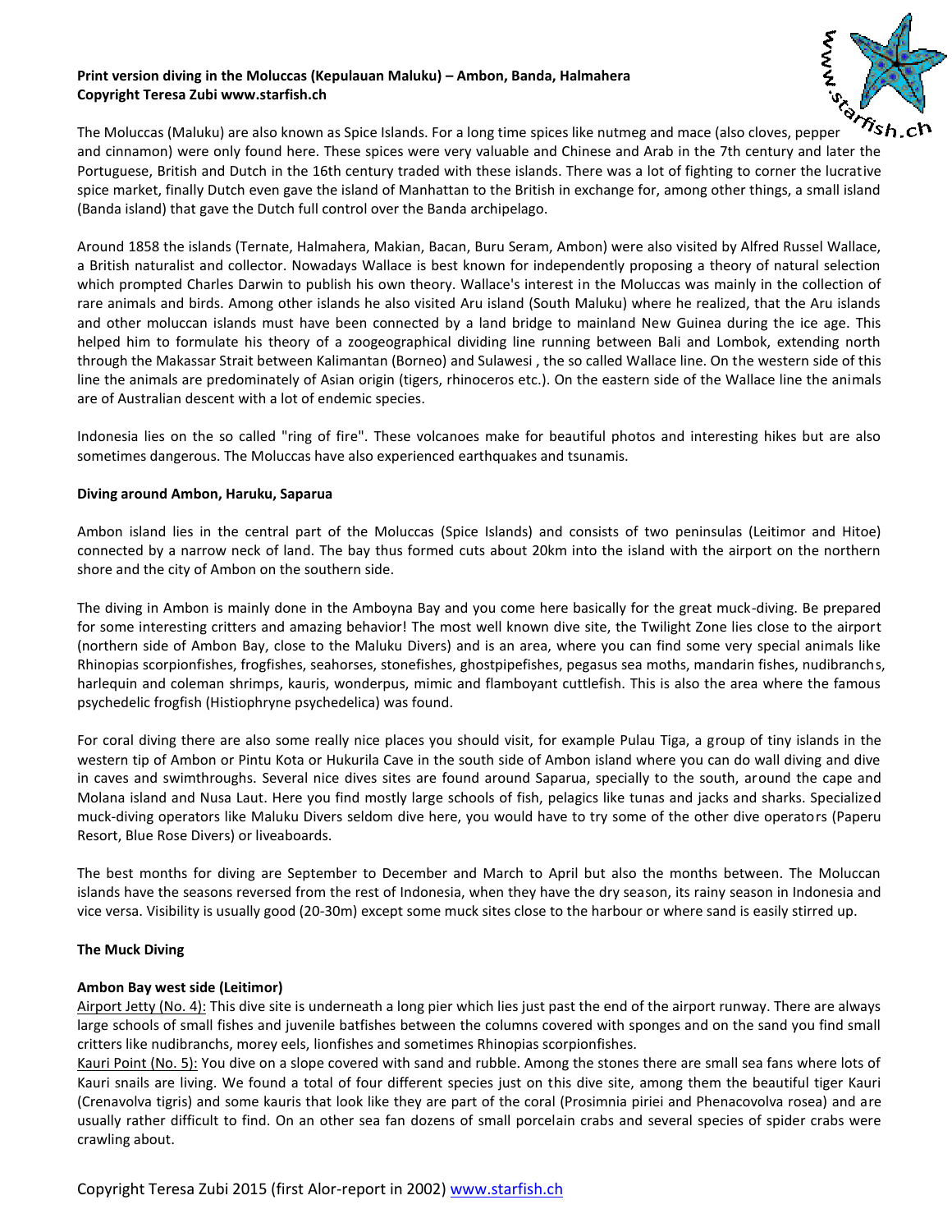**Print version diving in the Moluccas (Kepulauan Maluku) – Ambon, Banda, Halmahera**
**Copyright Teresa Zubi www.starfish.ch**

The Moluccas (Maluku) are also known as Spice Islands. For a long time spices like nutmeg and mace (also cloves, pepper and cinnamon) were only found here. These spices were very valuable and Chinese and Arab in the 7th century and later the Portuguese, British and Dutch in the 16th century traded with these islands. There was a lot of fighting to corner the lucrative spice market, finally Dutch even gave the island of Manhattan to the British in exchange for, among other things, a small island (Banda island) that gave the Dutch full control over the Banda archipelago.

Around 1858 the islands (Ternate, Halmahera, Makian, Bacan, Buru Seram, Ambon) were also visited by Alfred Russel Wallace, a British naturalist and collector. Nowadays Wallace is best known for independently proposing a theory of natural selection which prompted Charles Darwin to publish his own theory. Wallace's interest in the Moluccas was mainly in the collection of rare animals and birds. Among other islands he also visited Aru island (South Maluku) where he realized, that the Aru islands and other moluccan islands must have been connected by a land bridge to mainland New Guinea during the ice age. This helped him to formulate his theory of a zoogeographical dividing line running between Bali and Lombok, extending north through the Makassar Strait between Kalimantan (Borneo) and Sulawesi , the so called Wallace line. On the western side of this line the animals are predominately of Asian origin (tigers, rhinoceros etc.). On the eastern side of the Wallace line the animals are of Australian descent with a lot of endemic species.

Indonesia lies on the so called "ring of fire". These volcanoes make for beautiful photos and interesting hikes but are also sometimes dangerous. The Moluccas have also experienced earthquakes and tsunamis.

**Diving around Ambon, Haruku, Saparua**

Ambon island lies in the central part of the Moluccas (Spice Islands) and consists of two peninsulas (Leitimor and Hitoe) connected by a narrow neck of land. The bay thus formed cuts about 20km into the island with the airport on the northern shore and the city of Ambon on the southern side.

The diving in Ambon is mainly done in the Amboyna Bay and you come here basically for the great muck-diving. Be prepared for some interesting critters and amazing behavior! The most well known dive site, the Twilight Zone lies close to the airport (northern side of Ambon Bay, close to the Maluku Divers) and is an area, where you can find some very special animals like Rhinopias scorpionfishes, frogfishes, seahorses, stonefishes, ghostpipefishes, pegasus sea moths, mandarin fishes, nudibranchs, harlequin and coleman shrimps, kauris, wonderpus, mimic and flamboyant cuttlefish. This is also the area where the famous psychedelic frogfish (Histiophryne psychedelica) was found.

For coral diving there are also some really nice places you should visit, for example Pulau Tiga, a group of tiny islands in the western tip of Ambon or Pintu Kota or Hukurila Cave in the south side of Ambon island where you can do wall diving and dive in caves and swimthroughs. Several nice dives sites are found around Saparua, specially to the south, around the cape and Molana island and Nusa Laut. Here you find mostly large schools of fish, pelagics like tunas and jacks and sharks. Specialized muck-diving operators like Maluku Divers seldom dive here, you would have to try some of the other dive operators (Paperu Resort, Blue Rose Divers) or liveaboards.

The best months for diving are September to December and March to April but also the months between. The Moluccan islands have the seasons reversed from the rest of Indonesia, when they have the dry season, its rainy season in Indonesia and vice versa. Visibility is usually good (20-30m) except some muck sites close to the harbour or where sand is easily stirred up.

**The Muck Diving**

**Ambon Bay west side (Leitimor)**

Airport Jetty (No. 4): This dive site is underneath a long pier which lies just past the end of the airport runway. There are always large schools of small fishes and juvenile batfishes between the columns covered with sponges and on the sand you find small critters like nudibranchs, morey eels, lionfishes and sometimes Rhinopias scorpionfishes.

Kauri Point (No. 5): You dive on a slope covered with sand and rubble. Among the stones there are small sea fans where lots of Kauri snails are living. We found a total of four different species just on this dive site, among them the beautiful tiger Kauri (Crenavolva tigris) and some kauris that look like they are part of the coral (Prosimnia piriei and Phenacovolva rosea) and are usually rather difficult to find. On an other sea fan dozens of small porcelain crabs and several species of spider crabs were crawling about.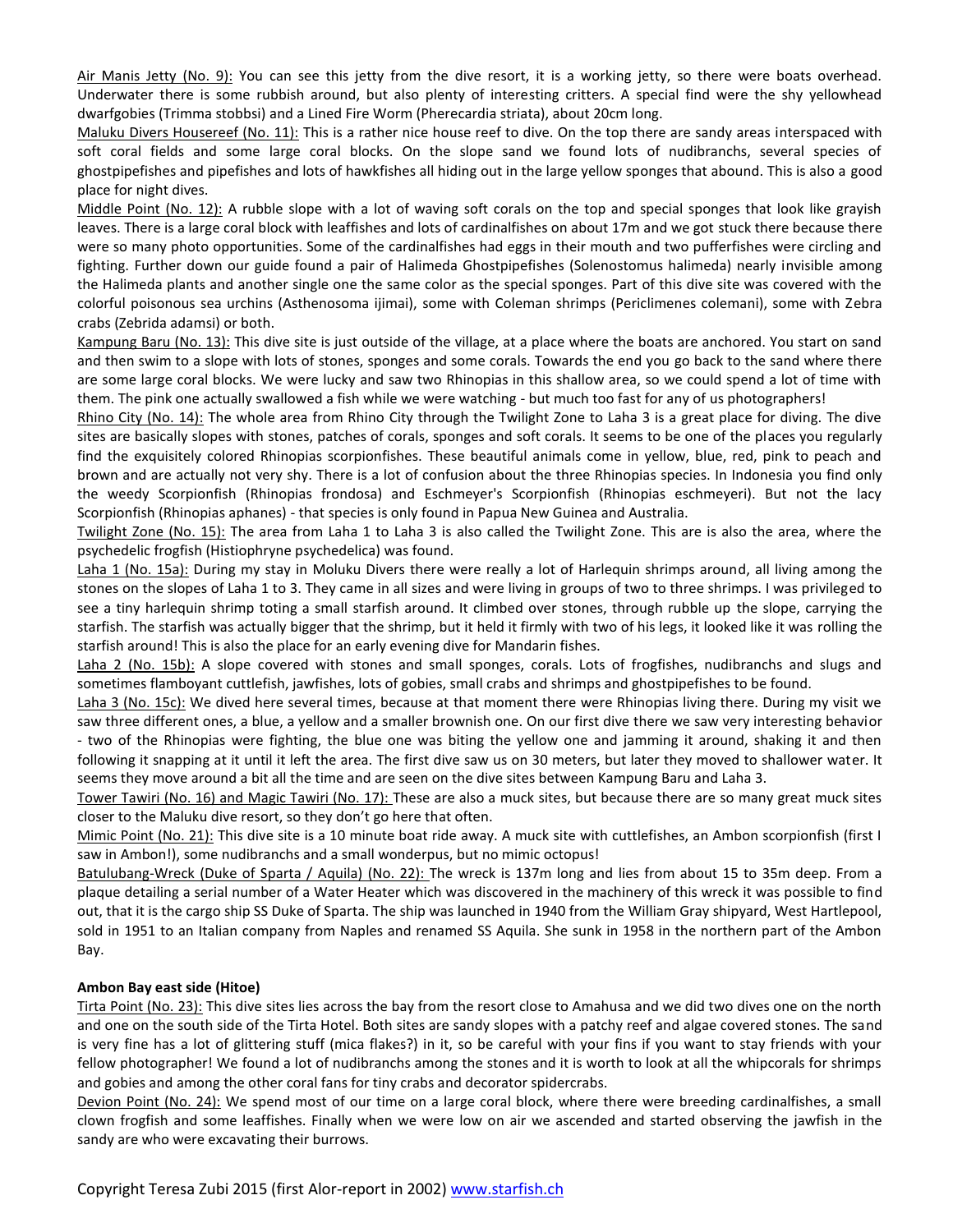Air Manis Jetty (No. 9): You can see this jetty from the dive resort, it is a working jetty, so there were boats overhead. Underwater there is some rubbish around, but also plenty of interesting critters. A special find were the shy yellowhead dwarfgobies (Trimma stobbsi) and a Lined Fire Worm (Pherecardia striata), about 20cm long.

Maluku Divers Housereef (No. 11): This is a rather nice house reef to dive. On the top there are sandy areas interspaced with soft coral fields and some large coral blocks. On the slope sand we found lots of nudibranchs, several species of ghostpipefishes and pipefishes and lots of hawkfishes all hiding out in the large yellow sponges that abound. This is also a good place for night dives.

Middle Point (No. 12): A rubble slope with a lot of waving soft corals on the top and special sponges that look like grayish leaves. There is a large coral block with leaffishes and lots of cardinalfishes on about 17m and we got stuck there because there were so many photo opportunities. Some of the cardinalfishes had eggs in their mouth and two pufferfishes were circling and fighting. Further down our guide found a pair of Halimeda Ghostpipefishes (Solenostomus halimeda) nearly invisible among the Halimeda plants and another single one the same color as the special sponges. Part of this dive site was covered with the colorful poisonous sea urchins (Asthenosoma ijimai), some with Coleman shrimps (Periclimenes colemani), some with Zebra crabs (Zebrida adamsi) or both.

Kampung Baru (No. 13): This dive site is just outside of the village, at a place where the boats are anchored. You start on sand and then swim to a slope with lots of stones, sponges and some corals. Towards the end you go back to the sand where there are some large coral blocks. We were lucky and saw two Rhinopias in this shallow area, so we could spend a lot of time with them. The pink one actually swallowed a fish while we were watching - but much too fast for any of us photographers!

Rhino City (No. 14): The whole area from Rhino City through the Twilight Zone to Laha 3 is a great place for diving. The dive sites are basically slopes with stones, patches of corals, sponges and soft corals. It seems to be one of the places you regularly find the exquisitely colored Rhinopias scorpionfishes. These beautiful animals come in yellow, blue, red, pink to peach and brown and are actually not very shy. There is a lot of confusion about the three Rhinopias species. In Indonesia you find only the weedy Scorpionfish (Rhinopias frondosa) and Eschmeyer's Scorpionfish (Rhinopias eschmeyeri). But not the lacy Scorpionfish (Rhinopias aphanes) - that species is only found in Papua New Guinea and Australia.

Twilight Zone (No. 15): The area from Laha 1 to Laha 3 is also called the Twilight Zone. This are is also the area, where the psychedelic frogfish (Histiophryne psychedelica) was found.

Laha 1 (No. 15a): During my stay in Moluku Divers there were really a lot of Harlequin shrimps around, all living among the stones on the slopes of Laha 1 to 3. They came in all sizes and were living in groups of two to three shrimps. I was privileged to see a tiny harlequin shrimp toting a small starfish around. It climbed over stones, through rubble up the slope, carrying the starfish. The starfish was actually bigger that the shrimp, but it held it firmly with two of his legs, it looked like it was rolling the starfish around! This is also the place for an early evening dive for Mandarin fishes.

Laha 2 (No. 15b): A slope covered with stones and small sponges, corals. Lots of frogfishes, nudibranchs and slugs and sometimes flamboyant cuttlefish, jawfishes, lots of gobies, small crabs and shrimps and ghostpipefishes to be found.

Laha 3 (No. 15c): We dived here several times, because at that moment there were Rhinopias living there. During my visit we saw three different ones, a blue, a yellow and a smaller brownish one. On our first dive there we saw very interesting behavior - two of the Rhinopias were fighting, the blue one was biting the yellow one and jamming it around, shaking it and then following it snapping at it until it left the area. The first dive saw us on 30 meters, but later they moved to shallower water. It seems they move around a bit all the time and are seen on the dive sites between Kampung Baru and Laha 3.

Tower Tawiri (No. 16) and Magic Tawiri (No. 17): These are also a muck sites, but because there are so many great muck sites closer to the Maluku dive resort, so they don't go here that often.

Mimic Point (No. 21): This dive site is a 10 minute boat ride away. A muck site with cuttlefishes, an Ambon scorpionfish (first I saw in Ambon!), some nudibranchs and a small wonderpus, but no mimic octopus!

Batulubang-Wreck (Duke of Sparta / Aquila) (No. 22): The wreck is 137m long and lies from about 15 to 35m deep. From a plaque detailing a serial number of a Water Heater which was discovered in the machinery of this wreck it was possible to find out, that it is the cargo ship SS Duke of Sparta. The ship was launched in 1940 from the William Gray shipyard, West Hartlepool, sold in 1951 to an Italian company from Naples and renamed SS Aquila. She sunk in 1958 in the northern part of the Ambon Bay.

**Ambon Bay east side (Hitoe)**

Tirta Point (No. 23): This dive sites lies across the bay from the resort close to Amahusa and we did two dives one on the north and one on the south side of the Tirta Hotel. Both sites are sandy slopes with a patchy reef and algae covered stones. The sand is very fine has a lot of glittering stuff (mica flakes?) in it, so be careful with your fins if you want to stay friends with your fellow photographer! We found a lot of nudibranchs among the stones and it is worth to look at all the whipcorals for shrimps and gobies and among the other coral fans for tiny crabs and decorator spidercrabs.

Devion Point (No. 24): We spend most of our time on a large coral block, where there were breeding cardinalfishes, a small clown frogfish and some leaffishes. Finally when we were low on air we ascended and started observing the jawfish in the sandy are who were excavating their burrows.

Copyright Teresa Zubi 2015 (first Alor-report in 2002) www.starfish.ch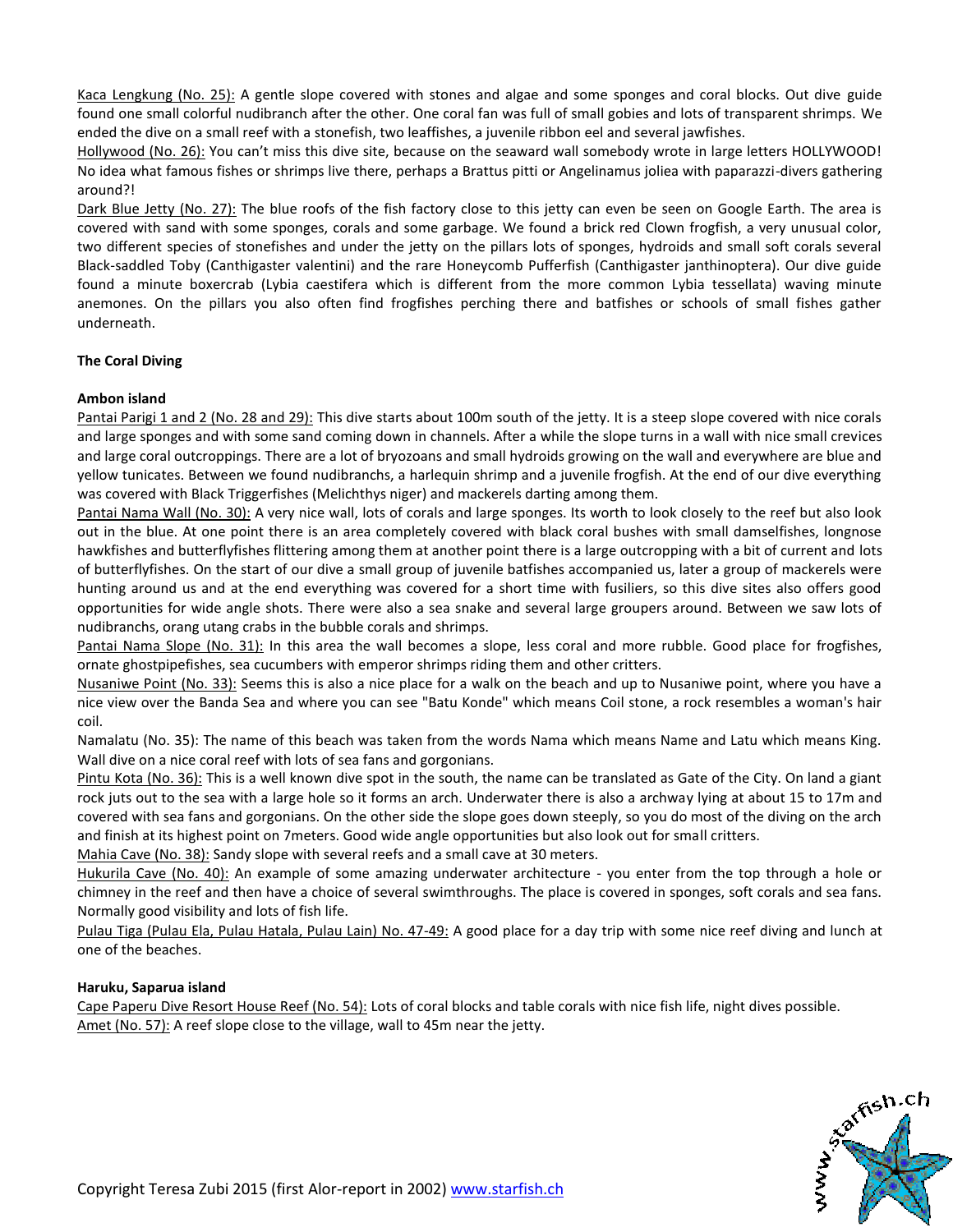Kaca Lengkung (No. 25): A gentle slope covered with stones and algae and some sponges and coral blocks. Out dive guide found one small colorful nudibranch after the other. One coral fan was full of small gobies and lots of transparent shrimps. We ended the dive on a small reef with a stonefish, two leaffishes, a juvenile ribbon eel and several jawfishes.

Hollywood (No. 26): You can't miss this dive site, because on the seaward wall somebody wrote in large letters HOLLYWOOD! No idea what famous fishes or shrimps live there, perhaps a Brattus pitti or Angelinamus joliea with paparazzi-divers gathering around?!

Dark Blue Jetty (No. 27): The blue roofs of the fish factory close to this jetty can even be seen on Google Earth. The area is covered with sand with some sponges, corals and some garbage. We found a brick red Clown frogfish, a very unusual color, two different species of stonefishes and under the jetty on the pillars lots of sponges, hydroids and small soft corals several Black-saddled Toby (Canthigaster valentini) and the rare Honeycomb Pufferfish (Canthigaster janthinoptera). Our dive guide found a minute boxercrab (Lybia caestifera which is different from the more common Lybia tessellata) waving minute anemones. On the pillars you also often find frogfishes perching there and batfishes or schools of small fishes gather underneath.

**The Coral Diving**

**Ambon island**

Pantai Parigi 1 and 2 (No. 28 and 29): This dive starts about 100m south of the jetty. It is a steep slope covered with nice corals and large sponges and with some sand coming down in channels. After a while the slope turns in a wall with nice small crevices and large coral outcroppings. There are a lot of bryozoans and small hydroids growing on the wall and everywhere are blue and yellow tunicates. Between we found nudibranchs, a harlequin shrimp and a juvenile frogfish. At the end of our dive everything was covered with Black Triggerfishes (Melichthys niger) and mackerels darting among them.

Pantai Nama Wall (No. 30): A very nice wall, lots of corals and large sponges. Its worth to look closely to the reef but also look out in the blue. At one point there is an area completely covered with black coral bushes with small damselfishes, longnose hawkfishes and butterflyfishes flittering among them at another point there is a large outcropping with a bit of current and lots of butterflyfishes. On the start of our dive a small group of juvenile batfishes accompanied us, later a group of mackerels were hunting around us and at the end everything was covered for a short time with fusiliers, so this dive sites also offers good opportunities for wide angle shots. There were also a sea snake and several large groupers around. Between we saw lots of nudibranchs, orang utang crabs in the bubble corals and shrimps.

Pantai Nama Slope (No. 31): In this area the wall becomes a slope, less coral and more rubble. Good place for frogfishes, ornate ghostpipefishes, sea cucumbers with emperor shrimps riding them and other critters.

Nusaniwe Point (No. 33): Seems this is also a nice place for a walk on the beach and up to Nusaniwe point, where you have a nice view over the Banda Sea and where you can see "Batu Konde" which means Coil stone, a rock resembles a woman's hair coil.

Namalatu (No. 35): The name of this beach was taken from the words Nama which means Name and Latu which means King. Wall dive on a nice coral reef with lots of sea fans and gorgonians.

Pintu Kota (No. 36): This is a well known dive spot in the south, the name can be translated as Gate of the City. On land a giant rock juts out to the sea with a large hole so it forms an arch. Underwater there is also a archway lying at about 15 to 17m and covered with sea fans and gorgonians. On the other side the slope goes down steeply, so you do most of the diving on the arch and finish at its highest point on 7meters. Good wide angle opportunities but also look out for small critters.

Mahia Cave (No. 38): Sandy slope with several reefs and a small cave at 30 meters.

Hukurila Cave (No. 40): An example of some amazing underwater architecture - you enter from the top through a hole or chimney in the reef and then have a choice of several swimthroughs. The place is covered in sponges, soft corals and sea fans. Normally good visibility and lots of fish life.

Pulau Tiga (Pulau Ela, Pulau Hatala, Pulau Lain) No. 47-49: A good place for a day trip with some nice reef diving and lunch at one of the beaches.

**Haruku, Saparua island**

Cape Paperu Dive Resort House Reef (No. 54): Lots of coral blocks and table corals with nice fish life, night dives possible.

Amet (No. 57): A reef slope close to the village, wall to 45m near the jetty.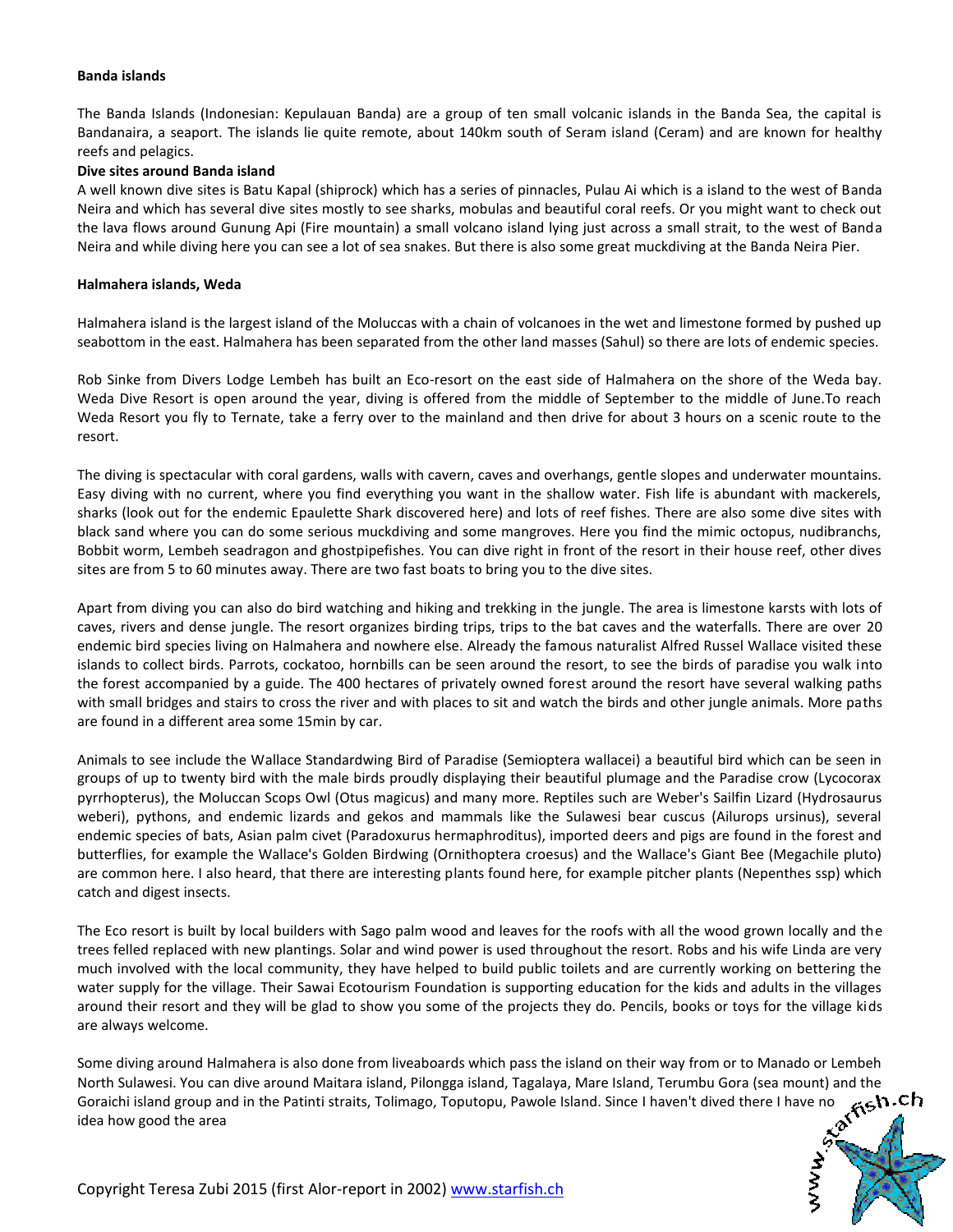**Banda islands**

The Banda Islands (Indonesian: Kepulauan Banda) are a group of ten small volcanic islands in the Banda Sea, the capital is Bandanaira, a seaport. The islands lie quite remote, about 140km south of Seram island (Ceram) and are known for healthy reefs and pelagics.

**Dive sites around Banda island**

A well known dive sites is Batu Kapal (shiprock) which has a series of pinnacles, Pulau Ai which is a island to the west of Banda Neira and which has several dive sites mostly to see sharks, mobulas and beautiful coral reefs. Or you might want to check out the lava flows around Gunung Api (Fire mountain) a small volcano island lying just across a small strait, to the west of Banda Neira and while diving here you can see a lot of sea snakes. But there is also some great muckdiving at the Banda Neira Pier.

**Halmahera islands, Weda**

Halmahera island is the largest island of the Moluccas with a chain of volcanoes in the wet and limestone formed by pushed up seabottom in the east. Halmahera has been separated from the other land masses (Sahul) so there are lots of endemic species.

Rob Sinke from Divers Lodge Lembeh has built an Eco-resort on the east side of Halmahera on the shore of the Weda bay. Weda Dive Resort is open around the year, diving is offered from the middle of September to the middle of June.To reach Weda Resort you fly to Ternate, take a ferry over to the mainland and then drive for about 3 hours on a scenic route to the resort.

The diving is spectacular with coral gardens, walls with cavern, caves and overhangs, gentle slopes and underwater mountains. Easy diving with no current, where you find everything you want in the shallow water. Fish life is abundant with mackerels, sharks (look out for the endemic Epaulette Shark discovered here) and lots of reef fishes. There are also some dive sites with black sand where you can do some serious muckdiving and some mangroves. Here you find the mimic octopus, nudibranchs, Bobbit worm, Lembeh seadragon and ghostpipefishes. You can dive right in front of the resort in their house reef, other dives sites are from 5 to 60 minutes away. There are two fast boats to bring you to the dive sites.

Apart from diving you can also do bird watching and hiking and trekking in the jungle. The area is limestone karsts with lots of caves, rivers and dense jungle. The resort organizes birding trips, trips to the bat caves and the waterfalls. There are over 20 endemic bird species living on Halmahera and nowhere else. Already the famous naturalist Alfred Russel Wallace visited these islands to collect birds. Parrots, cockatoo, hornbills can be seen around the resort, to see the birds of paradise you walk into the forest accompanied by a guide. The 400 hectares of privately owned forest around the resort have several walking paths with small bridges and stairs to cross the river and with places to sit and watch the birds and other jungle animals. More paths are found in a different area some 15min by car.

Animals to see include the Wallace Standardwing Bird of Paradise (Semioptera wallacei) a beautiful bird which can be seen in groups of up to twenty bird with the male birds proudly displaying their beautiful plumage and the Paradise crow (Lycocorax pyrrhopterus), the Moluccan Scops Owl (Otus magicus) and many more. Reptiles such are Weber's Sailfin Lizard (Hydrosaurus weberi), pythons, and endemic lizards and gekos and mammals like the Sulawesi bear cuscus (Ailurops ursinus), several endemic species of bats, Asian palm civet (Paradoxurus hermaphroditus), imported deers and pigs are found in the forest and butterflies, for example the Wallace's Golden Birdwing (Ornithoptera croesus) and the Wallace's Giant Bee (Megachile pluto) are common here. I also heard, that there are interesting plants found here, for example pitcher plants (Nepenthes ssp) which catch and digest insects.

The Eco resort is built by local builders with Sago palm wood and leaves for the roofs with all the wood grown locally and the trees felled replaced with new plantings. Solar and wind power is used throughout the resort. Robs and his wife Linda are very much involved with the local community, they have helped to build public toilets and are currently working on bettering the water supply for the village. Their Sawai Ecotourism Foundation is supporting education for the kids and adults in the villages around their resort and they will be glad to show you some of the projects they do. Pencils, books or toys for the village kids are always welcome.

Some diving around Halmahera is also done from liveaboards which pass the island on their way from or to Manado or Lembeh North Sulawesi. You can dive around Maitara island, Pilongga island, Tagalaya, Mare Island, Terumbu Gora (sea mount) and the Goraichi island group and in the Patinti straits, Tolimago, Toputopu, Pawole Island. Since I haven't dived there I have no idea how good the area